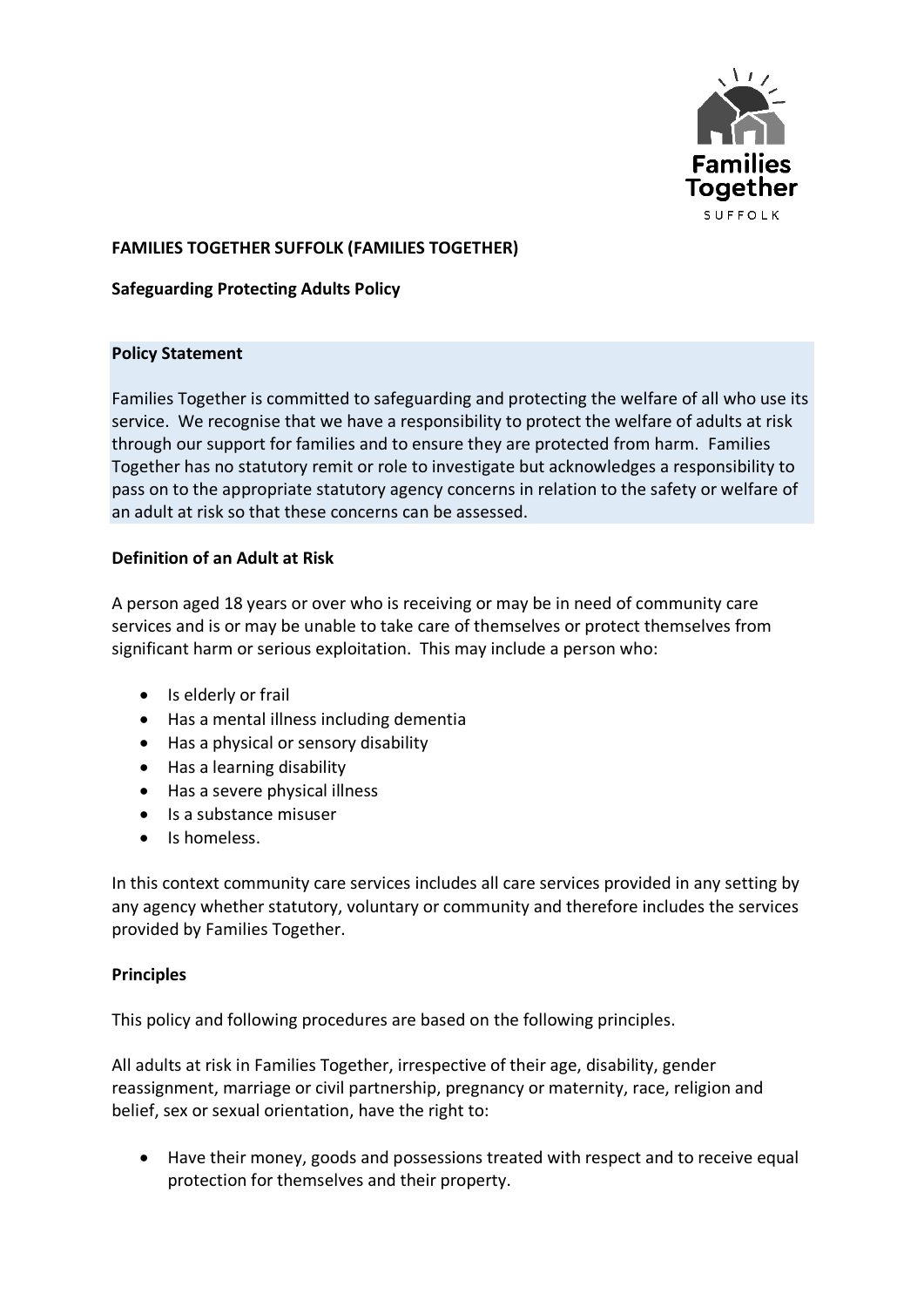**FAMILIES TOGETHER SUFFOLK (FAMILIES TOGETHER)**

**Safeguarding Protecting Adults Policy**

**Policy Statement**

Families Together is committed to safeguarding and protecting the welfare of all who use its service. We recognise that we have a responsibility to protect the welfare of adults at risk through our support for families and to ensure they are protected from harm. Families Together has no statutory remit or role to investigate but acknowledges a responsibility to pass on to the appropriate statutory agency concerns in relation to the safety or welfare of an adult at risk so that these concerns can be assessed.

**Definition of an Adult at Risk**

A person aged 18 years or over who is receiving or may be in need of community care services and is or may be unable to take care of themselves or protect themselves from significant harm or serious exploitation. This may include a person who:

- Is elderly or frail
- Has a mental illness including dementia
- Has a physical or sensory disability
- Has a learning disability
- Has a severe physical illness
- Is a substance misuser
- Is homeless.

In this context community care services includes all care services provided in any setting by any agency whether statutory, voluntary or community and therefore includes the services provided by Families Together.

**Principles**

This policy and following procedures are based on the following principles.

All adults at risk in Families Together, irrespective of their age, disability, gender reassignment, marriage or civil partnership, pregnancy or maternity, race, religion and belief, sex or sexual orientation, have the right to:

- Have their money, goods and possessions treated with respect and to receive equal protection for themselves and their property.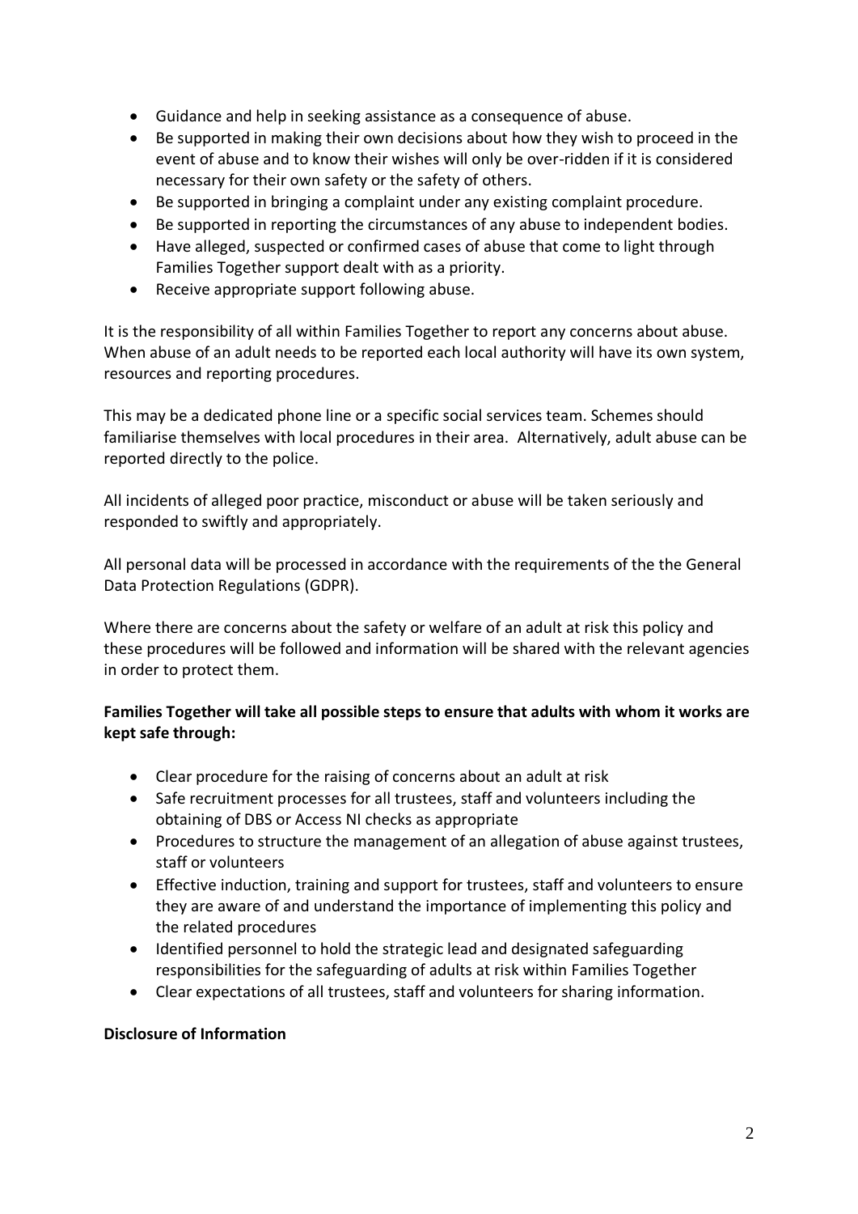- Guidance and help in seeking assistance as a consequence of abuse.
- Be supported in making their own decisions about how they wish to proceed in the event of abuse and to know their wishes will only be over-ridden if it is considered necessary for their own safety or the safety of others.
- Be supported in bringing a complaint under any existing complaint procedure.
- Be supported in reporting the circumstances of any abuse to independent bodies.
- Have alleged, suspected or confirmed cases of abuse that come to light through Families Together support dealt with as a priority.
- Receive appropriate support following abuse.

It is the responsibility of all within Families Together to report any concerns about abuse. When abuse of an adult needs to be reported each local authority will have its own system, resources and reporting procedures.

This may be a dedicated phone line or a specific social services team. Schemes should familiarise themselves with local procedures in their area. Alternatively, adult abuse can be reported directly to the police.

All incidents of alleged poor practice, misconduct or abuse will be taken seriously and responded to swiftly and appropriately.

All personal data will be processed in accordance with the requirements of the the General Data Protection Regulations (GDPR).

Where there are concerns about the safety or welfare of an adult at risk this policy and these procedures will be followed and information will be shared with the relevant agencies in order to protect them.

**Families Together will take all possible steps to ensure that adults with whom it works are kept safe through:**

- Clear procedure for the raising of concerns about an adult at risk
- Safe recruitment processes for all trustees, staff and volunteers including the obtaining of DBS or Access NI checks as appropriate
- Procedures to structure the management of an allegation of abuse against trustees, staff or volunteers
- Effective induction, training and support for trustees, staff and volunteers to ensure they are aware of and understand the importance of implementing this policy and the related procedures
- Identified personnel to hold the strategic lead and designated safeguarding responsibilities for the safeguarding of adults at risk within Families Together
- Clear expectations of all trustees, staff and volunteers for sharing information.

**Disclosure of Information**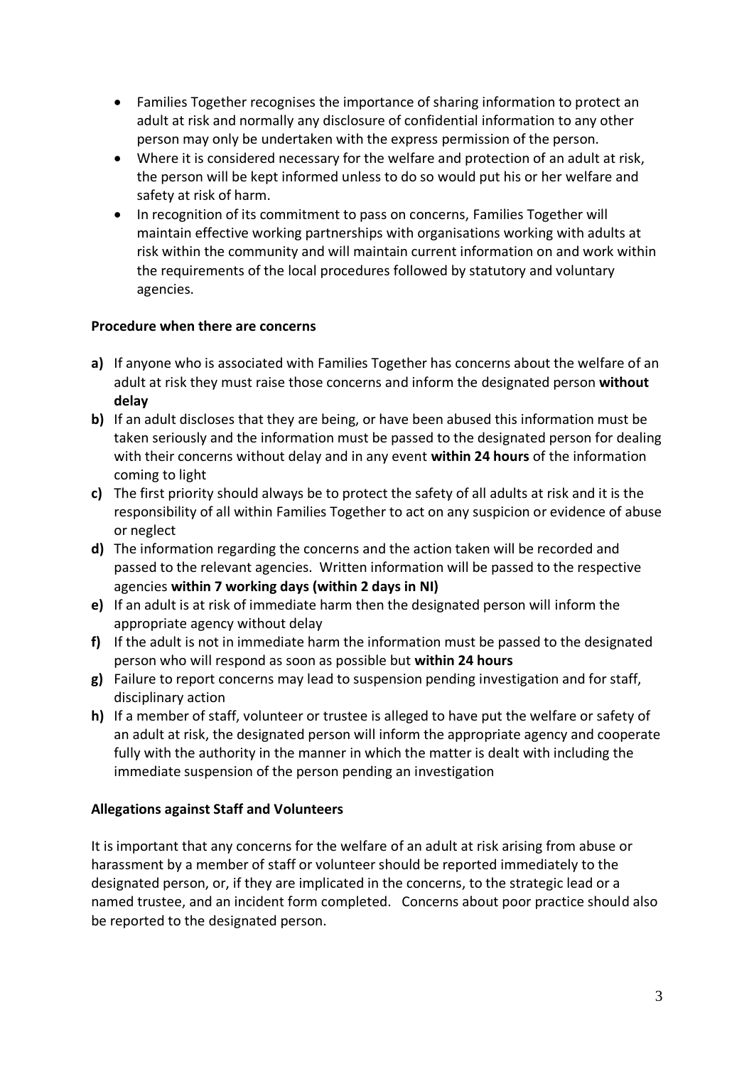- Families Together recognises the importance of sharing information to protect an adult at risk and normally any disclosure of confidential information to any other person may only be undertaken with the express permission of the person.
- Where it is considered necessary for the welfare and protection of an adult at risk, the person will be kept informed unless to do so would put his or her welfare and safety at risk of harm.
- In recognition of its commitment to pass on concerns, Families Together will maintain effective working partnerships with organisations working with adults at risk within the community and will maintain current information on and work within the requirements of the local procedures followed by statutory and voluntary agencies.

**Procedure when there are concerns**

**a)** If anyone who is associated with Families Together has concerns about the welfare of an adult at risk they must raise those concerns and inform the designated person **without delay**

**b)** If an adult discloses that they are being, or have been abused this information must be taken seriously and the information must be passed to the designated person for dealing with their concerns without delay and in any event **within 24 hours** of the information coming to light

**c)** The first priority should always be to protect the safety of all adults at risk and it is the responsibility of all within Families Together to act on any suspicion or evidence of abuse or neglect

**d)** The information regarding the concerns and the action taken will be recorded and passed to the relevant agencies. Written information will be passed to the respective agencies **within 7 working days (within 2 days in NI)**

**e)** If an adult is at risk of immediate harm then the designated person will inform the appropriate agency without delay

**f)** If the adult is not in immediate harm the information must be passed to the designated person who will respond as soon as possible but **within 24 hours**

**g)** Failure to report concerns may lead to suspension pending investigation and for staff, disciplinary action

**h)** If a member of staff, volunteer or trustee is alleged to have put the welfare or safety of an adult at risk, the designated person will inform the appropriate agency and cooperate fully with the authority in the manner in which the matter is dealt with including the immediate suspension of the person pending an investigation

**Allegations against Staff and Volunteers**

It is important that any concerns for the welfare of an adult at risk arising from abuse or harassment by a member of staff or volunteer should be reported immediately to the designated person, or, if they are implicated in the concerns, to the strategic lead or a named trustee, and an incident form completed. Concerns about poor practice should also be reported to the designated person.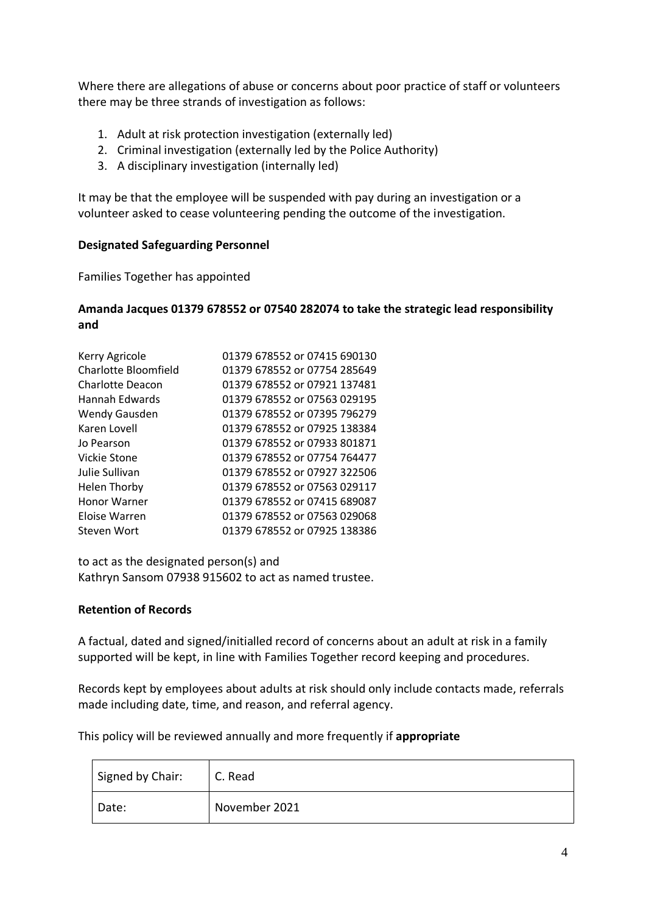Where there are allegations of abuse or concerns about poor practice of staff or volunteers there may be three strands of investigation as follows:

1. Adult at risk protection investigation (externally led)
2. Criminal investigation (externally led by the Police Authority)
3. A disciplinary investigation (internally led)

It may be that the employee will be suspended with pay during an investigation or a volunteer asked to cease volunteering pending the outcome of the investigation.

**Designated Safeguarding Personnel**

Families Together has appointed

**Amanda Jacques 01379 678552 or 07540 282074 to take the strategic lead responsibility and**

| | |
|---|---|
| Kerry Agricole | 01379 678552 or 07415 690130 |
| Charlotte Bloomfield | 01379 678552 or 07754 285649 |
| Charlotte Deacon | 01379 678552 or 07921 137481 |
| Hannah Edwards | 01379 678552 or 07563 029195 |
| Wendy Gausden | 01379 678552 or 07395 796279 |
| Karen Lovell | 01379 678552 or 07925 138384 |
| Jo Pearson | 01379 678552 or 07933 801871 |
| Vickie Stone | 01379 678552 or 07754 764477 |
| Julie Sullivan | 01379 678552 or 07927 322506 |
| Helen Thorby | 01379 678552 or 07563 029117 |
| Honor Warner | 01379 678552 or 07415 689087 |
| Eloise Warren | 01379 678552 or 07563 029068 |
| Steven Wort | 01379 678552 or 07925 138386 |

to act as the designated person(s) and
Kathryn Sansom 07938 915602 to act as named trustee.

**Retention of Records**

A factual, dated and signed/initialled record of concerns about an adult at risk in a family supported will be kept, in line with Families Together record keeping and procedures.

Records kept by employees about adults at risk should only include contacts made, referrals made including date, time, and reason, and referral agency.

This policy will be reviewed annually and more frequently if **appropriate**

| | |
|---|---|
| Signed by Chair: | C. Read |
| Date: | November 2021 |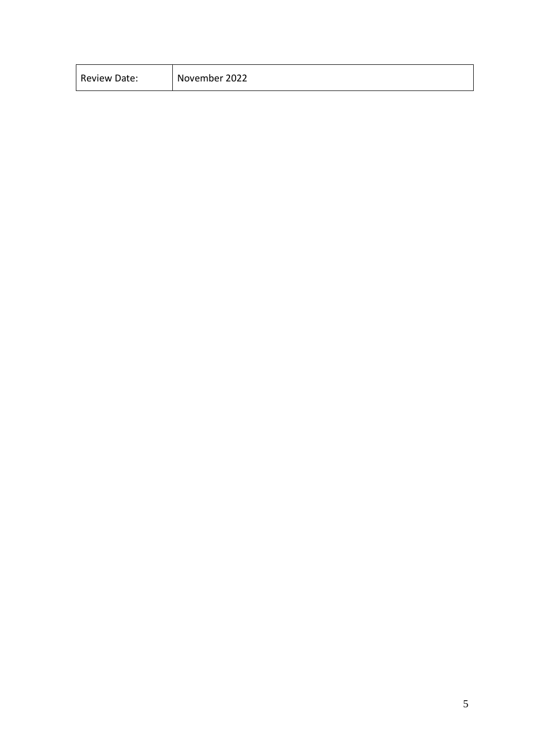| | |
|---|---|
| Review Date: | November 2022 |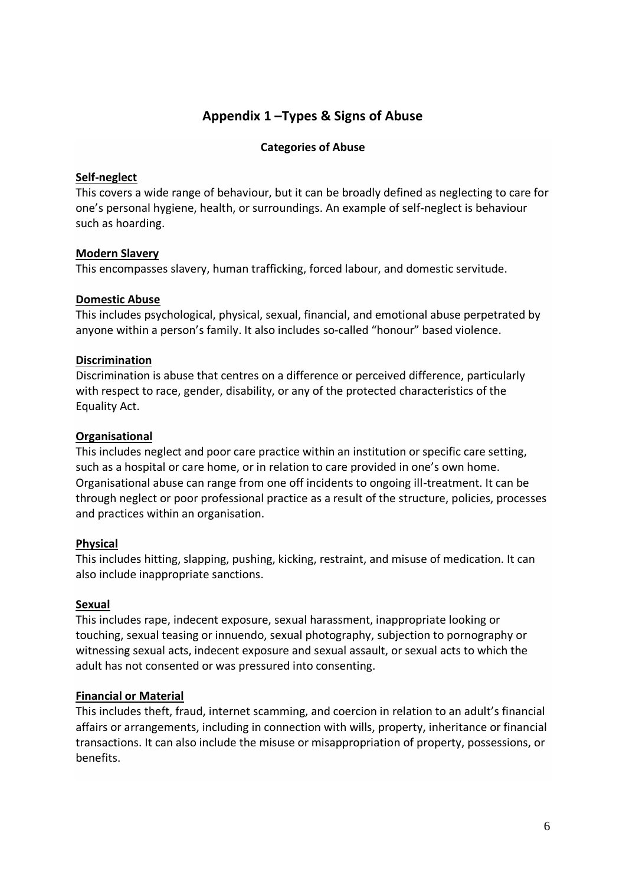# Appendix 1 –Types & Signs of Abuse

**Categories of Abuse**

**Self-neglect**

This covers a wide range of behaviour, but it can be broadly defined as neglecting to care for one's personal hygiene, health, or surroundings. An example of self-neglect is behaviour such as hoarding.

**Modern Slavery**

This encompasses slavery, human trafficking, forced labour, and domestic servitude.

**Domestic Abuse**

This includes psychological, physical, sexual, financial, and emotional abuse perpetrated by anyone within a person's family. It also includes so-called "honour" based violence.

**Discrimination**

Discrimination is abuse that centres on a difference or perceived difference, particularly with respect to race, gender, disability, or any of the protected characteristics of the Equality Act.

**Organisational**

This includes neglect and poor care practice within an institution or specific care setting, such as a hospital or care home, or in relation to care provided in one's own home. Organisational abuse can range from one off incidents to ongoing ill-treatment. It can be through neglect or poor professional practice as a result of the structure, policies, processes and practices within an organisation.

**Physical**

This includes hitting, slapping, pushing, kicking, restraint, and misuse of medication. It can also include inappropriate sanctions.

**Sexual**

This includes rape, indecent exposure, sexual harassment, inappropriate looking or touching, sexual teasing or innuendo, sexual photography, subjection to pornography or witnessing sexual acts, indecent exposure and sexual assault, or sexual acts to which the adult has not consented or was pressured into consenting.

**Financial or Material**

This includes theft, fraud, internet scamming, and coercion in relation to an adult's financial affairs or arrangements, including in connection with wills, property, inheritance or financial transactions. It can also include the misuse or misappropriation of property, possessions, or benefits.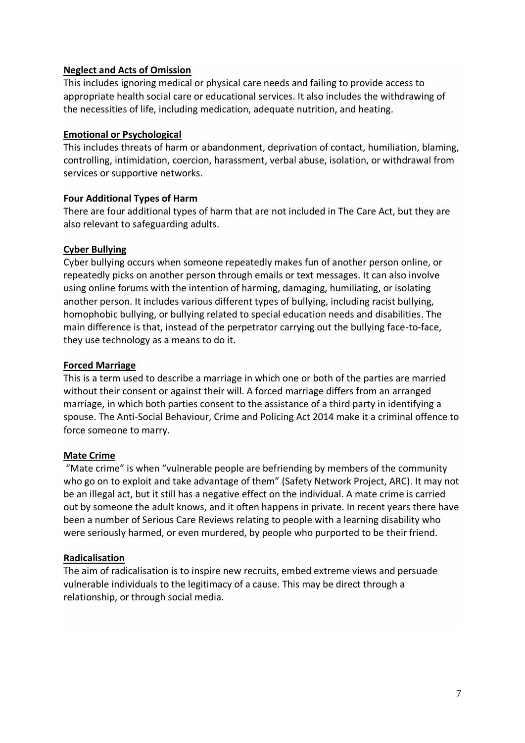**Neglect and Acts of Omission**

This includes ignoring medical or physical care needs and failing to provide access to appropriate health social care or educational services. It also includes the withdrawing of the necessities of life, including medication, adequate nutrition, and heating.

**Emotional or Psychological**

This includes threats of harm or abandonment, deprivation of contact, humiliation, blaming, controlling, intimidation, coercion, harassment, verbal abuse, isolation, or withdrawal from services or supportive networks.

**Four Additional Types of Harm**

There are four additional types of harm that are not included in The Care Act, but they are also relevant to safeguarding adults.

**Cyber Bullying**

Cyber bullying occurs when someone repeatedly makes fun of another person online, or repeatedly picks on another person through emails or text messages. It can also involve using online forums with the intention of harming, damaging, humiliating, or isolating another person. It includes various different types of bullying, including racist bullying, homophobic bullying, or bullying related to special education needs and disabilities. The main difference is that, instead of the perpetrator carrying out the bullying face-to-face, they use technology as a means to do it.

**Forced Marriage**

This is a term used to describe a marriage in which one or both of the parties are married without their consent or against their will. A forced marriage differs from an arranged marriage, in which both parties consent to the assistance of a third party in identifying a spouse. The Anti-Social Behaviour, Crime and Policing Act 2014 make it a criminal offence to force someone to marry.

**Mate Crime**

"Mate crime" is when "vulnerable people are befriending by members of the community who go on to exploit and take advantage of them" (Safety Network Project, ARC). It may not be an illegal act, but it still has a negative effect on the individual. A mate crime is carried out by someone the adult knows, and it often happens in private. In recent years there have been a number of Serious Care Reviews relating to people with a learning disability who were seriously harmed, or even murdered, by people who purported to be their friend.

**Radicalisation**

The aim of radicalisation is to inspire new recruits, embed extreme views and persuade vulnerable individuals to the legitimacy of a cause. This may be direct through a relationship, or through social media.